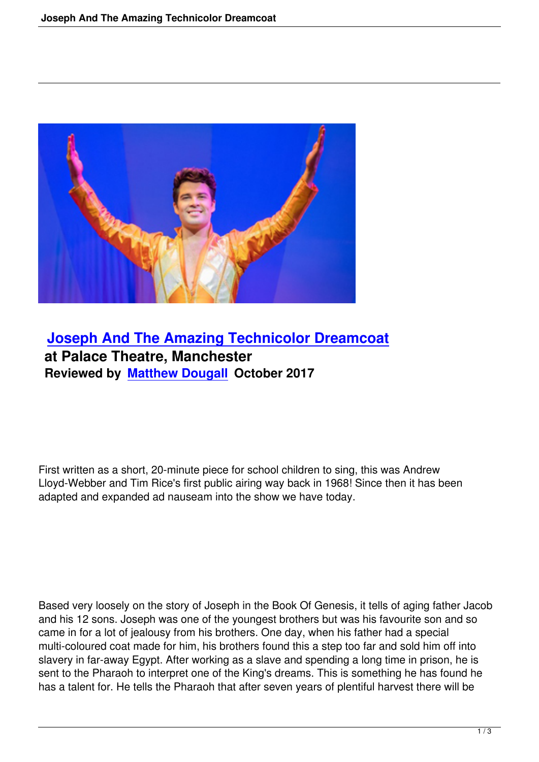## Joseph And The Amazing Technicolor Dreamcoat
**at Palace Theatre, Manchester**
**Reviewed by Matthew Dougall October 2017**

First written as a short, 20-minute piece for school children to sing, this was Andrew Lloyd-Webber and Tim Rice's first public airing way back in 1968! Since then it has been adapted and expanded ad nauseam into the show we have today.

Based very loosely on the story of Joseph in the Book Of Genesis, it tells of aging father Jacob and his 12 sons. Joseph was one of the youngest brothers but was his favourite son and so came in for a lot of jealousy from his brothers. One day, when his father had a special multi-coloured coat made for him, his brothers found this a step too far and sold him off into slavery in far-away Egypt. After working as a slave and spending a long time in prison, he is sent to the Pharaoh to interpret one of the King's dreams. This is something he has found he has a talent for. He tells the Pharaoh that after seven years of plentiful harvest there will be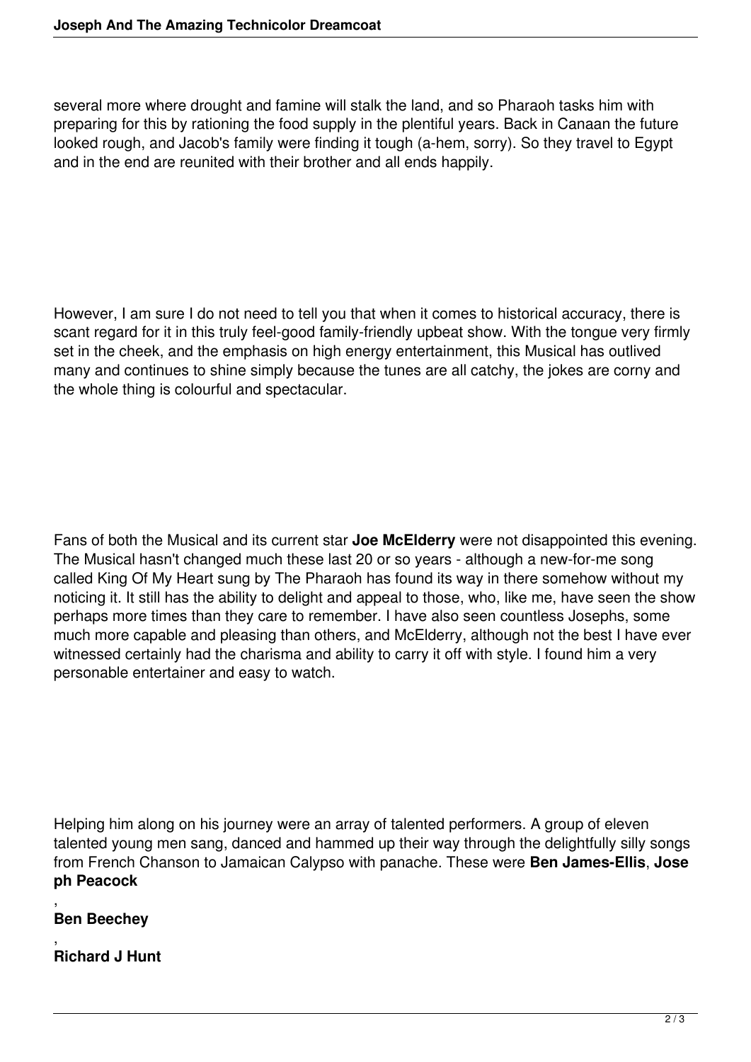several more where drought and famine will stalk the land, and so Pharaoh tasks him with preparing for this by rationing the food supply in the plentiful years. Back in Canaan the future looked rough, and Jacob's family were finding it tough (a-hem, sorry). So they travel to Egypt and in the end are reunited with their brother and all ends happily.

However, I am sure I do not need to tell you that when it comes to historical accuracy, there is scant regard for it in this truly feel-good family-friendly upbeat show. With the tongue very firmly set in the cheek, and the emphasis on high energy entertainment, this Musical has outlived many and continues to shine simply because the tunes are all catchy, the jokes are corny and the whole thing is colourful and spectacular.

Fans of both the Musical and its current star **Joe McElderry** were not disappointed this evening. The Musical hasn't changed much these last 20 or so years - although a new-for-me song called King Of My Heart sung by The Pharaoh has found its way in there somehow without my noticing it. It still has the ability to delight and appeal to those, who, like me, have seen the show perhaps more times than they care to remember. I have also seen countless Josephs, some much more capable and pleasing than others, and McElderry, although not the best I have ever witnessed certainly had the charisma and ability to carry it off with style. I found him a very personable entertainer and easy to watch.

Helping him along on his journey were an array of talented performers. A group of eleven talented young men sang, danced and hammed up their way through the delightfully silly songs from French Chanson to Jamaican Calypso with panache. These were **Ben James-Ellis**, **Joseph Peacock**, **Ben Beechey**, **Richard J Hunt**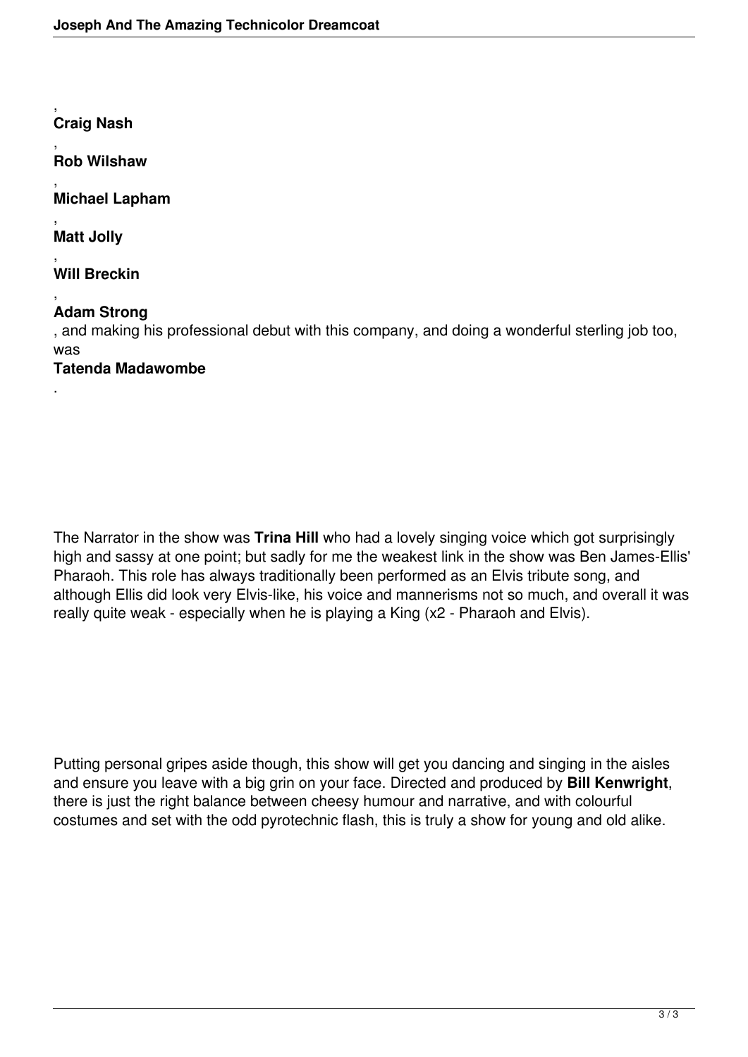, **Craig Nash**

, **Rob Wilshaw**

, **Michael Lapham**

, **Matt Jolly**

, **Will Breckin**

, **Adam Strong**
, and making his professional debut with this company, and doing a wonderful sterling job too, was
**Tatenda Madawombe**
.

The Narrator in the show was **Trina Hill** who had a lovely singing voice which got surprisingly high and sassy at one point; but sadly for me the weakest link in the show was Ben James-Ellis' Pharaoh. This role has always traditionally been performed as an Elvis tribute song, and although Ellis did look very Elvis-like, his voice and mannerisms not so much, and overall it was really quite weak - especially when he is playing a King (x2 - Pharaoh and Elvis).

Putting personal gripes aside though, this show will get you dancing and singing in the aisles and ensure you leave with a big grin on your face. Directed and produced by **Bill Kenwright**, there is just the right balance between cheesy humour and narrative, and with colourful costumes and set with the odd pyrotechnic flash, this is truly a show for young and old alike.